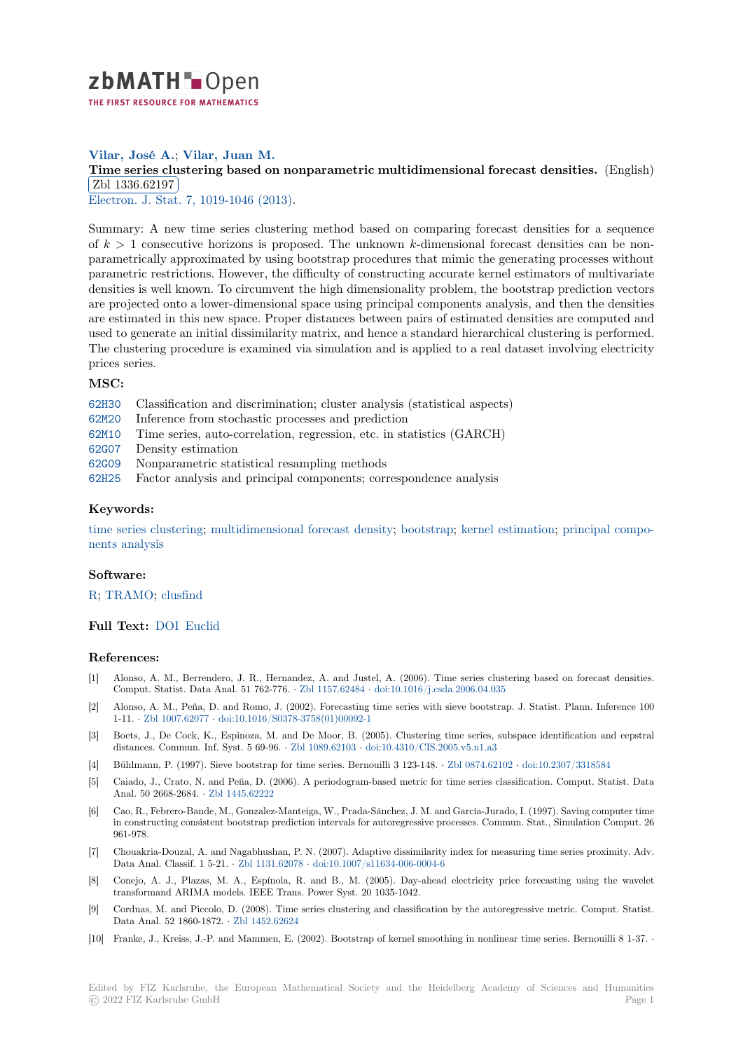**Vilar, José A.**; **Vilar, Juan M.**

**Time series clustering based on nonparametric multidimensional forecast densities.** (English)

Zbl 1336.62197

Electron. J. Stat. 7, 1019-1046 (2013).

Summary: A new time series clustering method based on comparing forecast densities for a sequence of $k > 1$ consecutive horizons is proposed. The unknown $k$-dimensional forecast densities can be non-parametrically approximated by using bootstrap procedures that mimic the generating processes without parametric restrictions. However, the difficulty of constructing accurate kernel estimators of multivariate densities is well known. To circumvent the high dimensionality problem, the bootstrap prediction vectors are projected onto a lower-dimensional space using principal components analysis, and then the densities are estimated in this new space. Proper distances between pairs of estimated densities are computed and used to generate an initial dissimilarity matrix, and hence a standard hierarchical clustering is performed. The clustering procedure is examined via simulation and is applied to a real dataset involving electricity prices series.

### MSC:

- 62H30 Classification and discrimination; cluster analysis (statistical aspects)
- 62M20 Inference from stochastic processes and prediction
- 62M10 Time series, auto-correlation, regression, etc. in statistics (GARCH)
- 62G07 Density estimation
- 62G09 Nonparametric statistical resampling methods
- 62H25 Factor analysis and principal components; correspondence analysis

### Keywords:

time series clustering; multidimensional forecast density; bootstrap; kernel estimation; principal components analysis

### Software:

R; TRAMO; clusfind

**Full Text:** DOI Euclid

### References:

[1] Alonso, A. M., Berrendero, J. R., Hernandez, A. and Justel, A. (2006). Time series clustering based on forecast densities. Comput. Statist. Data Anal. 51 762-776. · Zbl 1157.62484 · doi:10.1016/j.csda.2006.04.035

[2] Alonso, A. M., Peña, D. and Romo, J. (2002). Forecasting time series with sieve bootstrap. J. Statist. Plann. Inference 100 1-11. · Zbl 1007.62077 · doi:10.1016/S0378-3758(01)00092-1

[3] Boets, J., De Cock, K., Espinoza, M. and De Moor, B. (2005). Clustering time series, subspace identification and cepstral distances. Commun. Inf. Syst. 5 69-96. · Zbl 1089.62103 · doi:10.4310/CIS.2005.v5.n1.a3

[4] Bühlmann, P. (1997). Sieve bootstrap for time series. Bernouilli 3 123-148. · Zbl 0874.62102 · doi:10.2307/3318584

[5] Caiado, J., Crato, N. and Peña, D. (2006). A periodogram-based metric for time series classification. Comput. Statist. Data Anal. 50 2668-2684. · Zbl 1445.62222

[6] Cao, R., Febrero-Bande, M., Gonzalez-Manteiga, W., Prada-Sánchez, J. M. and García-Jurado, I. (1997). Saving computer time in constructing consistent bootstrap prediction intervals for autoregressive processes. Commun. Stat., Simulation Comput. 26 961-978.

[7] Chouakria-Douzal, A. and Nagabhushan, P. N. (2007). Adaptive dissimilarity index for measuring time series proximity. Adv. Data Anal. Classif. 1 5-21. · Zbl 1131.62078 · doi:10.1007/s11634-006-0004-6

[8] Conejo, A. J., Plazas, M. A., Espínola, R. and B., M. (2005). Day-ahead electricity price forecasting using the wavelet transformand ARIMA models. IEEE Trans. Power Syst. 20 1035-1042.

[9] Corduas, M. and Piccolo, D. (2008). Time series clustering and classification by the autoregressive metric. Comput. Statist. Data Anal. 52 1860-1872. · Zbl 1452.62624

[10] Franke, J., Kreiss, J.-P. and Mammen, E. (2002). Bootstrap of kernel smoothing in nonlinear time series. Bernouilli 8 1-37. ·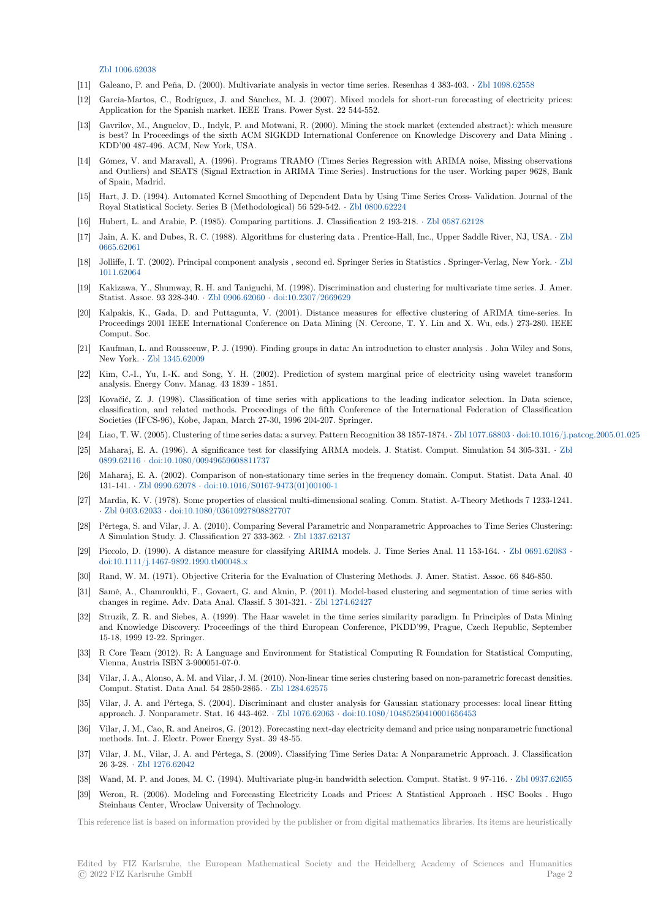Zbl 1006.62038

[11] Galeano, P. and Peña, D. (2000). Multivariate analysis in vector time series. Resenhas 4 383-403. · Zbl 1098.62558

[12] García-Martos, C., Rodríguez, J. and Sánchez, M. J. (2007). Mixed models for short-run forecasting of electricity prices: Application for the Spanish market. IEEE Trans. Power Syst. 22 544-552.

[13] Gavrilov, M., Anguelov, D., Indyk, P. and Motwani, R. (2000). Mining the stock market (extended abstract): which measure is best? In Proceedings of the sixth ACM SIGKDD International Conference on Knowledge Discovery and Data Mining . KDD'00 487-496. ACM, New York, USA.

[14] Gómez, V. and Maravall, A. (1996). Programs TRAMO (Times Series Regression with ARIMA noise, Missing observations and Outliers) and SEATS (Signal Extraction in ARIMA Time Series). Instructions for the user. Working paper 9628, Bank of Spain, Madrid.

[15] Hart, J. D. (1994). Automated Kernel Smoothing of Dependent Data by Using Time Series Cross- Validation. Journal of the Royal Statistical Society. Series B (Methodological) 56 529-542. · Zbl 0800.62224

[16] Hubert, L. and Arabie, P. (1985). Comparing partitions. J. Classification 2 193-218. · Zbl 0587.62128

[17] Jain, A. K. and Dubes, R. C. (1988). Algorithms for clustering data . Prentice-Hall, Inc., Upper Saddle River, NJ, USA. · Zbl 0665.62061

[18] Jolliffe, I. T. (2002). Principal component analysis , second ed. Springer Series in Statistics . Springer-Verlag, New York. · Zbl 1011.62064

[19] Kakizawa, Y., Shumway, R. H. and Taniguchi, M. (1998). Discrimination and clustering for multivariate time series. J. Amer. Statist. Assoc. 93 328-340. · Zbl 0906.62060 · doi:10.2307/2669629

[20] Kalpakis, K., Gada, D. and Puttagunta, V. (2001). Distance measures for effective clustering of ARIMA time-series. In Proceedings 2001 IEEE International Conference on Data Mining (N. Cercone, T. Y. Lin and X. Wu, eds.) 273-280. IEEE Comput. Soc.

[21] Kaufman, L. and Rousseeuw, P. J. (1990). Finding groups in data: An introduction to cluster analysis . John Wiley and Sons, New York. · Zbl 1345.62009

[22] Kim, C.-I., Yu, I.-K. and Song, Y. H. (2002). Prediction of system marginal price of electricity using wavelet transform analysis. Energy Conv. Manag. 43 1839 - 1851.

[23] Kovačić, Z. J. (1998). Classification of time series with applications to the leading indicator selection. In Data science, classification, and related methods. Proceedings of the fifth Conference of the International Federation of Classification Societies (IFCS-96), Kobe, Japan, March 27-30, 1996 204-207. Springer.

[24] Liao, T. W. (2005). Clustering of time series data: a survey. Pattern Recognition 38 1857-1874. · Zbl 1077.68803 · doi:10.1016/j.patcog.2005.01.025

[25] Maharaj, E. A. (1996). A significance test for classifying ARMA models. J. Statist. Comput. Simulation 54 305-331. · Zbl 0899.62116 · doi:10.1080/00949659608811737

[26] Maharaj, E. A. (2002). Comparison of non-stationary time series in the frequency domain. Comput. Statist. Data Anal. 40 131-141. · Zbl 0990.62078 · doi:10.1016/S0167-9473(01)00100-1

[27] Mardia, K. V. (1978). Some properties of classical multi-dimensional scaling. Comm. Statist. A-Theory Methods 7 1233-1241. · Zbl 0403.62033 · doi:10.1080/03610927808827707

[28] Pértega, S. and Vilar, J. A. (2010). Comparing Several Parametric and Nonparametric Approaches to Time Series Clustering: A Simulation Study. J. Classification 27 333-362. · Zbl 1337.62137

[29] Piccolo, D. (1990). A distance measure for classifying ARIMA models. J. Time Series Anal. 11 153-164. · Zbl 0691.62083 · doi:10.1111/j.1467-9892.1990.tb00048.x

[30] Rand, W. M. (1971). Objective Criteria for the Evaluation of Clustering Methods. J. Amer. Statist. Assoc. 66 846-850.

[31] Samé, A., Chamroukhi, F., Govaert, G. and Aknin, P. (2011). Model-based clustering and segmentation of time series with changes in regime. Adv. Data Anal. Classif. 5 301-321. · Zbl 1274.62427

[32] Struzik, Z. R. and Siebes, A. (1999). The Haar wavelet in the time series similarity paradigm. In Principles of Data Mining and Knowledge Discovery. Proceedings of the third European Conference, PKDD'99, Prague, Czech Republic, September 15-18, 1999 12-22. Springer.

[33] R Core Team (2012). R: A Language and Environment for Statistical Computing R Foundation for Statistical Computing, Vienna, Austria ISBN 3-900051-07-0.

[34] Vilar, J. A., Alonso, A. M. and Vilar, J. M. (2010). Non-linear time series clustering based on non-parametric forecast densities. Comput. Statist. Data Anal. 54 2850-2865. · Zbl 1284.62575

[35] Vilar, J. A. and Pértega, S. (2004). Discriminant and cluster analysis for Gaussian stationary processes: local linear fitting approach. J. Nonparametr. Stat. 16 443-462. · Zbl 1076.62063 · doi:10.1080/10485250410001656453

[36] Vilar, J. M., Cao, R. and Aneiros, G. (2012). Forecasting next-day electricity demand and price using nonparametric functional methods. Int. J. Electr. Power Energy Syst. 39 48-55.

[37] Vilar, J. M., Vilar, J. A. and Pértega, S. (2009). Classifying Time Series Data: A Nonparametric Approach. J. Classification 26 3-28. · Zbl 1276.62042

[38] Wand, M. P. and Jones, M. C. (1994). Multivariate plug-in bandwidth selection. Comput. Statist. 9 97-116. · Zbl 0937.62055

[39] Weron, R. (2006). Modeling and Forecasting Electricity Loads and Prices: A Statistical Approach . HSC Books . Hugo Steinhaus Center, Wroclaw University of Technology.

This reference list is based on information provided by the publisher or from digital mathematics libraries. Its items are heuristically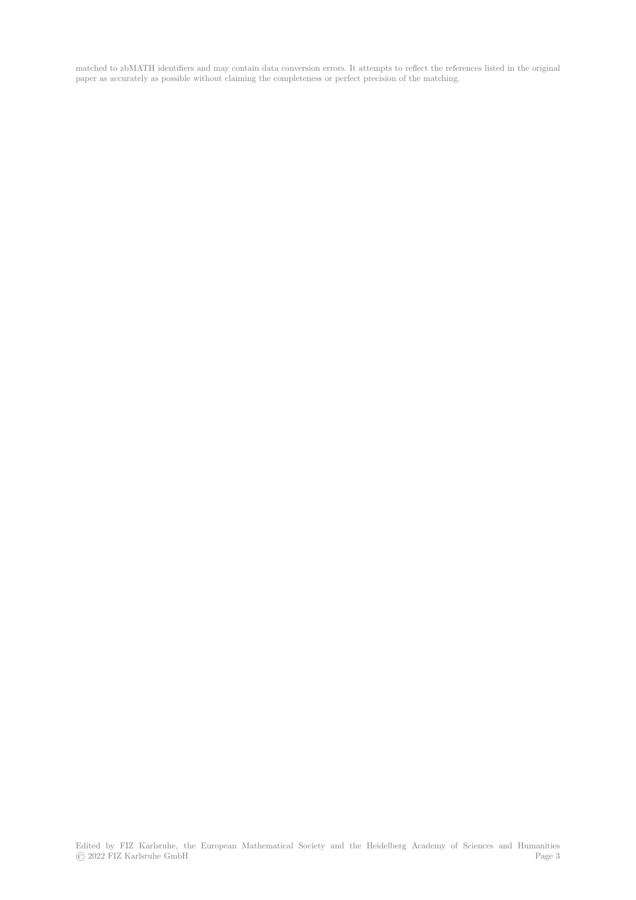matched to zbMATH identifiers and may contain data conversion errors. It attempts to reflect the references listed in the original paper as accurately as possible without claiming the completeness or perfect precision of the matching.